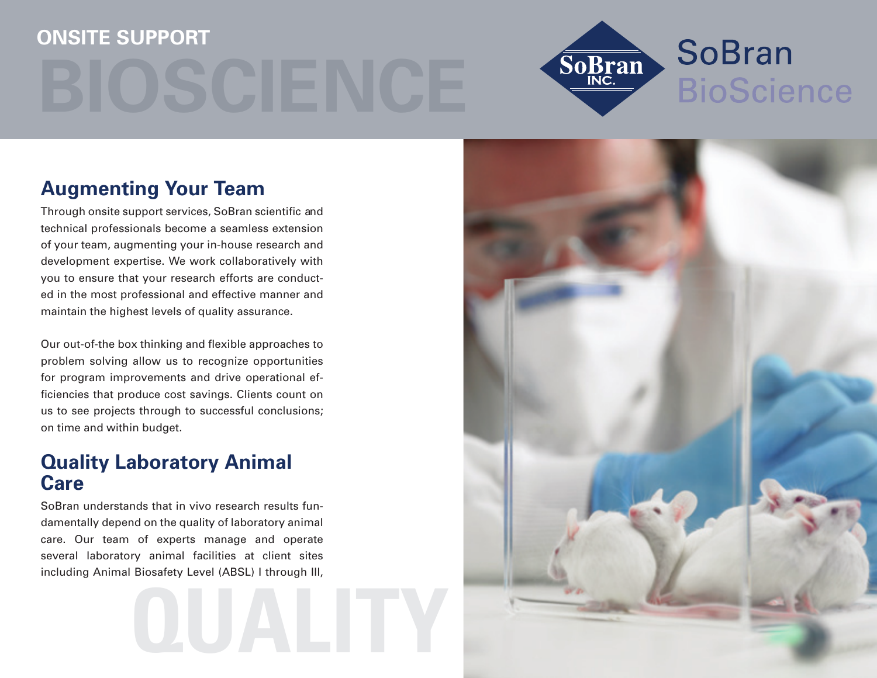# ONSITE SUPPORT BIOSCIENCE

SoBran BioScience

## Augmenting Your Team

Through onsite support services, SoBran scientific and technical professionals become a seamless extension of your team, augmenting your in-house research and development expertise. We work collaboratively with you to ensure that your research efforts are conducted in the most professional and effective manner and maintain the highest levels of quality assurance.

Our out-of-the box thinking and flexible approaches to problem solving allow us to recognize opportunities for program improvements and drive operational efficiencies that produce cost savings. Clients count on us to see projects through to successful conclusions; on time and within budget.

## Quality Laboratory Animal Care

SoBran understands that in vivo research results fundamentally depend on the quality of laboratory animal care. Our team of experts manage and operate several laboratory animal facilities at client sites including Animal Biosafety Level (ABSL) I through III,

QUALITY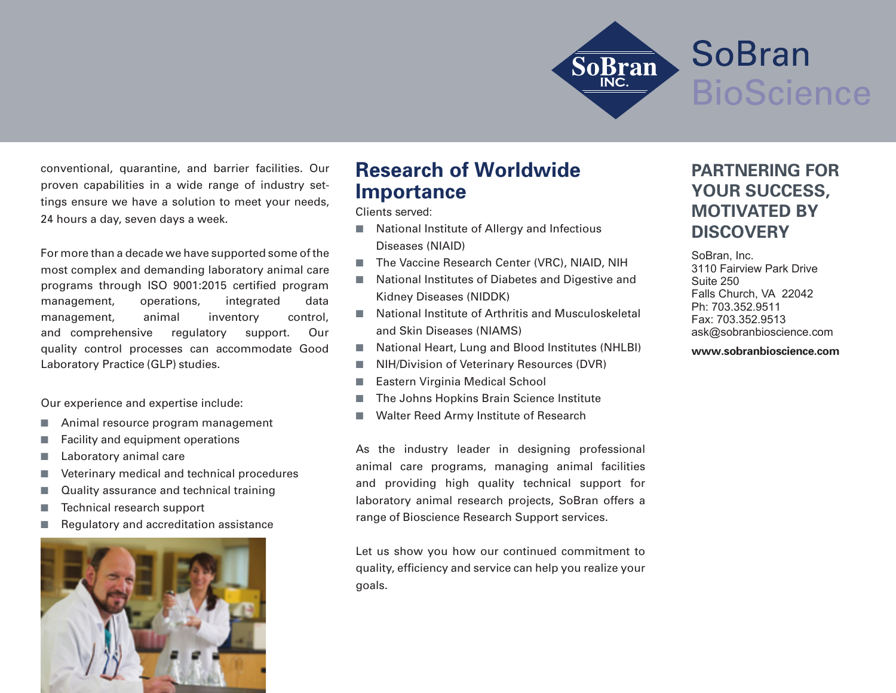SoBran BioScience

conventional, quarantine, and barrier facilities. Our proven capabilities in a wide range of industry settings ensure we have a solution to meet your needs, 24 hours a day, seven days a week.

For more than a decade we have supported some of the most complex and demanding laboratory animal care programs through ISO 9001:2015 certified program management, operations, integrated data management, animal inventory control, and comprehensive regulatory support. Our quality control processes can accommodate Good Laboratory Practice (GLP) studies.

Our experience and expertise include:

- Animal resource program management
- Facility and equipment operations
- Laboratory animal care
- Veterinary medical and technical procedures
- Quality assurance and technical training
- Technical research support
- Regulatory and accreditation assistance

## Research of Worldwide Importance

Clients served:

- National Institute of Allergy and Infectious Diseases (NIAID)
- The Vaccine Research Center (VRC), NIAID, NIH
- National Institutes of Diabetes and Digestive and Kidney Diseases (NIDDK)
- National Institute of Arthritis and Musculoskeletal and Skin Diseases (NIAMS)
- National Heart, Lung and Blood Institutes (NHLBI)
- NIH/Division of Veterinary Resources (DVR)
- Eastern Virginia Medical School
- The Johns Hopkins Brain Science Institute
- Walter Reed Army Institute of Research

As the industry leader in designing professional animal care programs, managing animal facilities and providing high quality technical support for laboratory animal research projects, SoBran offers a range of Bioscience Research Support services.

Let us show you how our continued commitment to quality, efficiency and service can help you realize your goals.

## PARTNERING FOR YOUR SUCCESS, MOTIVATED BY DISCOVERY

SoBran, Inc.
3110 Fairview Park Drive
Suite 250
Falls Church, VA 22042
Ph: 703.352.9511
Fax: 703.352.9513
ask@sobranbioscience.com

**www.sobranbioscience.com**